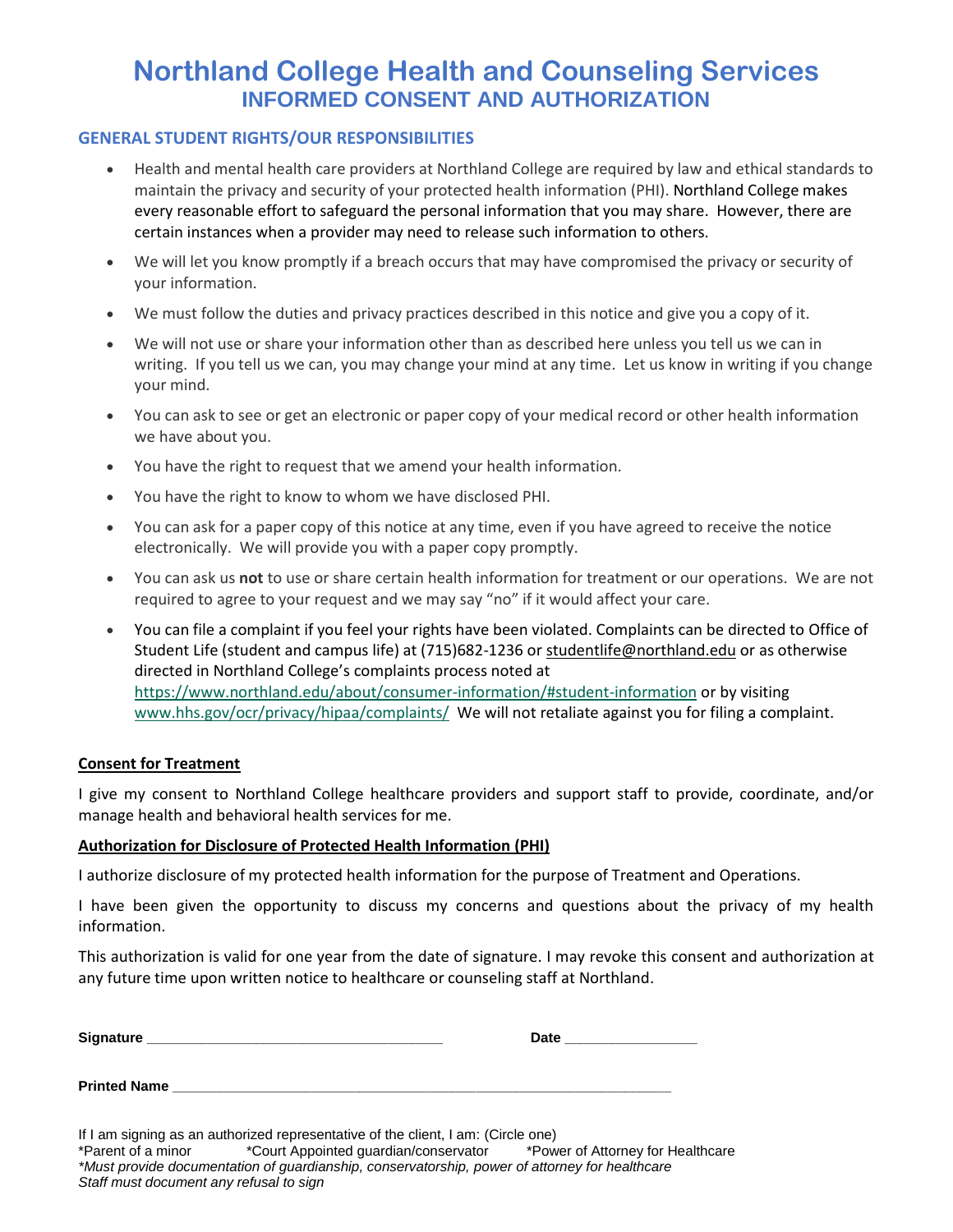# Northland College Health and Counseling Services

## INFORMED CONSENT AND AUTHORIZATION

### GENERAL STUDENT RIGHTS/OUR RESPONSIBILITIES

- Health and mental health care providers at Northland College are required by law and ethical standards to maintain the privacy and security of your protected health information (PHI). Northland College makes every reasonable effort to safeguard the personal information that you may share. However, there are certain instances when a provider may need to release such information to others.
- We will let you know promptly if a breach occurs that may have compromised the privacy or security of your information.
- We must follow the duties and privacy practices described in this notice and give you a copy of it.
- We will not use or share your information other than as described here unless you tell us we can in writing. If you tell us we can, you may change your mind at any time. Let us know in writing if you change your mind.
- You can ask to see or get an electronic or paper copy of your medical record or other health information we have about you.
- You have the right to request that we amend your health information.
- You have the right to know to whom we have disclosed PHI.
- You can ask for a paper copy of this notice at any time, even if you have agreed to receive the notice electronically. We will provide you with a paper copy promptly.
- You can ask us **not** to use or share certain health information for treatment or our operations. We are not required to agree to your request and we may say "no" if it would affect your care.
- You can file a complaint if you feel your rights have been violated. Complaints can be directed to Office of Student Life (student and campus life) at (715)682-1236 or studentlife@northland.edu or as otherwise directed in Northland College's complaints process noted at https://www.northland.edu/about/consumer-information/#student-information or by visiting www.hhs.gov/ocr/privacy/hipaa/complaints/ We will not retaliate against you for filing a complaint.

**Consent for Treatment**

I give my consent to Northland College healthcare providers and support staff to provide, coordinate, and/or manage health and behavioral health services for me.

**Authorization for Disclosure of Protected Health Information (PHI)**

I authorize disclosure of my protected health information for the purpose of Treatment and Operations.

I have been given the opportunity to discuss my concerns and questions about the privacy of my health information.

This authorization is valid for one year from the date of signature. I may revoke this consent and authorization at any future time upon written notice to healthcare or counseling staff at Northland.

**Signature** ___________________________________ **Date** ________________

**Printed Name** ___________________________________________________________

If I am signing as an authorized representative of the client, I am: (Circle one)
*Parent of a minor *Court Appointed guardian/conservator *Power of Attorney for Healthcare
*\*Must provide documentation of guardianship, conservatorship, power of attorney for healthcare*
*Staff must document any refusal to sign*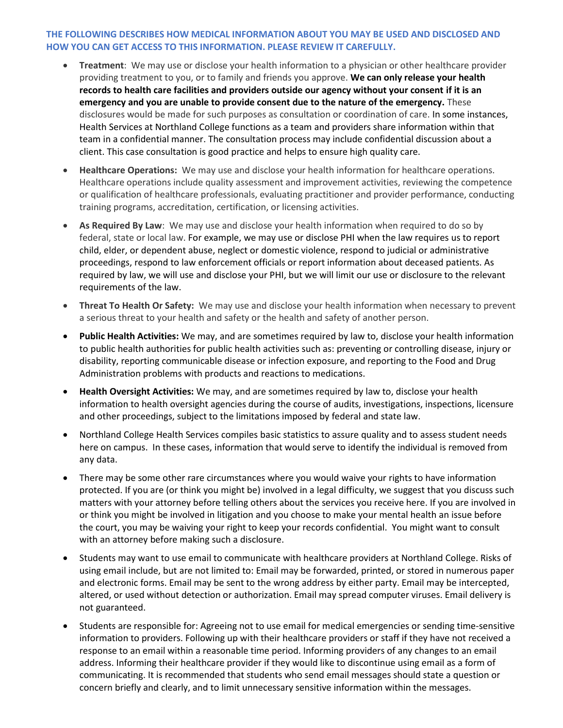**THE FOLLOWING DESCRIBES HOW MEDICAL INFORMATION ABOUT YOU MAY BE USED AND DISCLOSED AND HOW YOU CAN GET ACCESS TO THIS INFORMATION. PLEASE REVIEW IT CAREFULLY.**

- **Treatment**: We may use or disclose your health information to a physician or other healthcare provider providing treatment to you, or to family and friends you approve. **We can only release your health records to health care facilities and providers outside our agency without your consent if it is an emergency and you are unable to provide consent due to the nature of the emergency.** These disclosures would be made for such purposes as consultation or coordination of care. In some instances, Health Services at Northland College functions as a team and providers share information within that team in a confidential manner. The consultation process may include confidential discussion about a client. This case consultation is good practice and helps to ensure high quality care.

- **Healthcare Operations:** We may use and disclose your health information for healthcare operations. Healthcare operations include quality assessment and improvement activities, reviewing the competence or qualification of healthcare professionals, evaluating practitioner and provider performance, conducting training programs, accreditation, certification, or licensing activities.

- **As Required By Law**: We may use and disclose your health information when required to do so by federal, state or local law. For example, we may use or disclose PHI when the law requires us to report child, elder, or dependent abuse, neglect or domestic violence, respond to judicial or administrative proceedings, respond to law enforcement officials or report information about deceased patients. As required by law, we will use and disclose your PHI, but we will limit our use or disclosure to the relevant requirements of the law.

- **Threat To Health Or Safety:** We may use and disclose your health information when necessary to prevent a serious threat to your health and safety or the health and safety of another person.

- **Public Health Activities:** We may, and are sometimes required by law to, disclose your health information to public health authorities for public health activities such as: preventing or controlling disease, injury or disability, reporting communicable disease or infection exposure, and reporting to the Food and Drug Administration problems with products and reactions to medications.

- **Health Oversight Activities:** We may, and are sometimes required by law to, disclose your health information to health oversight agencies during the course of audits, investigations, inspections, licensure and other proceedings, subject to the limitations imposed by federal and state law.

- Northland College Health Services compiles basic statistics to assure quality and to assess student needs here on campus. In these cases, information that would serve to identify the individual is removed from any data.

- There may be some other rare circumstances where you would waive your rights to have information protected. If you are (or think you might be) involved in a legal difficulty, we suggest that you discuss such matters with your attorney before telling others about the services you receive here. If you are involved in or think you might be involved in litigation and you choose to make your mental health an issue before the court, you may be waiving your right to keep your records confidential. You might want to consult with an attorney before making such a disclosure.

- Students may want to use email to communicate with healthcare providers at Northland College. Risks of using email include, but are not limited to: Email may be forwarded, printed, or stored in numerous paper and electronic forms. Email may be sent to the wrong address by either party. Email may be intercepted, altered, or used without detection or authorization. Email may spread computer viruses. Email delivery is not guaranteed.

- Students are responsible for: Agreeing not to use email for medical emergencies or sending time-sensitive information to providers. Following up with their healthcare providers or staff if they have not received a response to an email within a reasonable time period. Informing providers of any changes to an email address. Informing their healthcare provider if they would like to discontinue using email as a form of communicating. It is recommended that students who send email messages should state a question or concern briefly and clearly, and to limit unnecessary sensitive information within the messages.